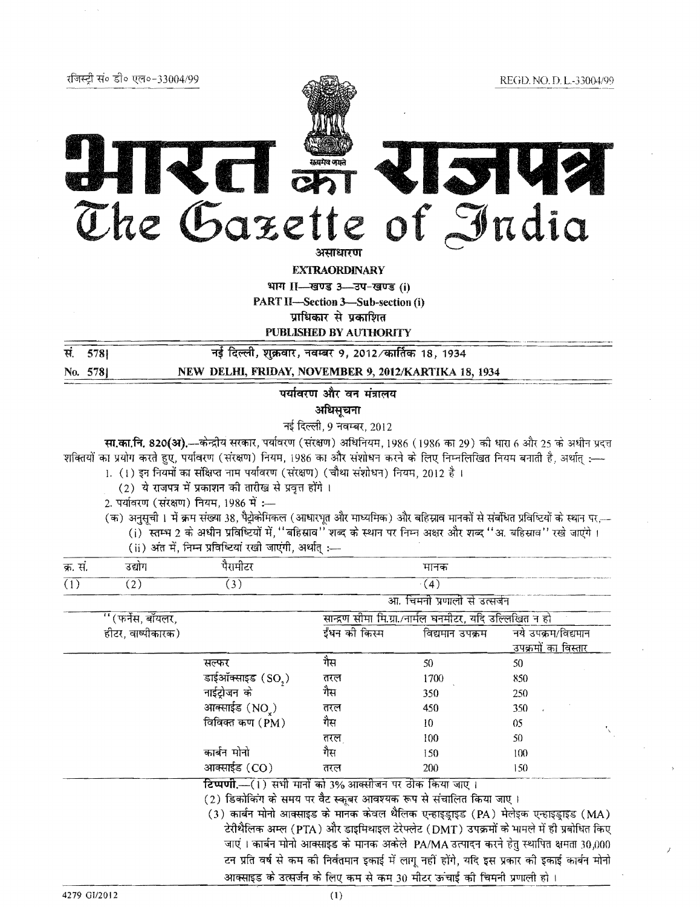रजिस्ट्री सं० डी० एल०-33004/99 REGD. NO. D. L.-33004/99

# भारत का राजपत्र
# The Gazette of India

**असाधारण**

**EXTRAORDINARY**

**भाग II—खण्ड 3—उप-खण्ड (i)**

**PART II—Section 3—Sub-section (i)**

**प्राधिकार से प्रकाशित**

**PUBLISHED BY AUTHORITY**

**सं. 578] नई दिल्ली, शुक्रवार, नवम्बर 9, 2012/कार्तिक 18, 1934**

**No. 578] NEW DELHI, FRIDAY, NOVEMBER 9, 2012/KARTIKA 18, 1934**

## पर्यावरण और वन मंत्रालय

### अधिसूचना

नई दिल्ली, 9 नवम्बर, 2012

**सा.का.नि. 820(अ).**—केन्द्रीय सरकार, पर्यावरण (संरक्षण) अधिनियम, 1986 (1986 का 29) की धारा 6 और 25 के अधीन प्रदत्त शक्तियों का प्रयोग करते हुए, पर्यावरण (संरक्षण) नियम, 1986 का और संशोधन करने के लिए निम्नलिखित नियम बनाती है, अर्थात् :—

1. (1) इन नियमों का संक्षिप्त नाम पर्यावरण (संरक्षण) (चौथा संशोधन) नियम, 2012 है ।

   (2) ये राजपत्र में प्रकाशन की तारीख से प्रवृत्त होंगे ।

2. पर्यावरण (संरक्षण) नियम, 1986 में :—

(क) अनुसूची 1 में क्रम संख्या 38, पैट्रोकेमिकल (आधारभूत और माध्यमिक) और बहिस्राव मानकों से संबंधित प्रविष्टियों के स्थान पर,—

(i) स्तम्भ 2 के अधीन प्रविष्टियों में, "बहिस्राव" शब्द के स्थान पर निम्न अक्षर और शब्द "अ. बहिस्राव" रखे जाएंगे ।

(ii) अंत में, निम्न प्रविष्टियां रखी जाएंगी, अर्थात् :—

| क्र. सं. | उद्योग | पैरामीटर | मानक | | |
|---|---|---|---|---|---|
| (1) | (2) | (3) | (4) | | |
| | | | आ. चिमनी प्रणाली से उत्सर्जन | | |
| | "(फर्नेस, बॉयलर, हीटर, वाष्पीकारक) | | सान्द्रण सीमा मि.ग्रा./नार्मल घनमीटर, यदि उल्लिखित न हो | | |
| | | | ईंधन की किस्म | विद्यमान उपक्रम | नये उपक्रम/विद्यमान उपक्रमों का विस्तार |
| | | सल्फर डाईऑक्साइड ($SO_2$) | गैस | 50 | 50 |
| | | | तरल | 1700 | 850 |
| | | नाईट्रोजन के आक्साईड ($NO_x$) | गैस | 350 | 250 |
| | | | तरल | 450 | 350 |
| | | विविक्त कण (PM) | गैस | 10 | 05 |
| | | | तरल | 100 | 50 |
| | | कार्बन मोनो आक्साईड (CO) | गैस | 150 | 100 |
| | | | तरल | 200 | 150 |

**टिप्पणी.**—(1) सभी मानों को 3% आक्सीजन पर ठीक किया जाए ।

(2) डिकोकिंग के समय पर वैट स्क्रबर आवश्यक रूप से संचालित किया जाए ।

(3) कार्बन मोनो आक्साइड के मानक केवल थैलिक एन्हाइड्राइड (PA) मेलेइक एन्हाइड्राइड (MA) टेरीथैलिक अम्ल (PTA) और डाइमिथाइल टेरेफ्लेट (DMT) उपक्रमों के मामले में ही प्रबोधित किए जाएं । कार्बन मोनो आक्साइड के मानक अकेले PA/MA उत्पादन करने हेतु स्थापित क्षमता 30,000 टन प्रति वर्ष से कम की निर्वतमान इकाई में लागू नहीं होंगे, यदि इस प्रकार की इकाई कार्बन मोनो आक्साइड के उत्सर्जन के लिए कम से कम 30 मीटर ऊंचाई की चिमनी प्रणाली हो ।

4279 GI/2012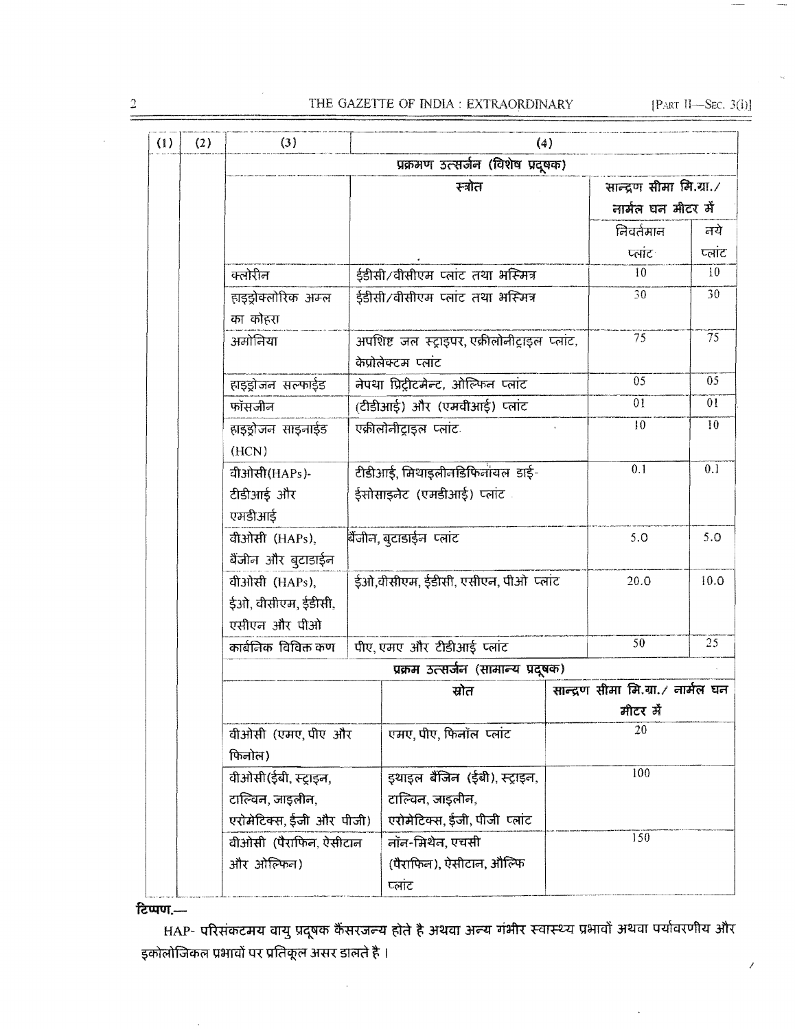| (1) | (2) | (3) | (4) | | |
|---|---|---|---|---|---|
| | | प्रक्रमण उत्सर्जन (विशेष प्रदूषक) | | | |
| | | | स्त्रोत | सान्द्रण सीमा मि.ग्रा./ नार्मल घन मीटर में | |
| | | | | निवर्तमान प्लांट | नये प्लांट |
| | | क्लोरीन | ईडीसी/वीसीएम प्लांट तथा भस्मित्र | 10 | 10 |
| | | हाइड्रोक्लोरिक अम्ल का कोहरा | ईडीसी/वीसीएम प्लांट तथा भस्मित्र | 30 | 30 |
| | | अमोनिया | अपशिष्ट जल स्ट्राइपर, एक्रीलोनीट्राइल प्लांट, केप्रोलेक्टम प्लांट | 75 | 75 |
| | | हाइड्रोजन सल्फाईड | नेपथा प्रिट्रीटमेन्ट, ओल्फिन प्लांट | 05 | 05 |
| | | फॉसजीन | (टीडीआई) और (एमवीआई) प्लांट | 01 | 01 |
| | | हाइड्रोजन साइनाईड (HCN) | एक्रीलोनीट्राइल प्लांट | 10 | 10 |
| | | वीओसी(HAPs)- टीडीआई और एमडीआई | टीडीआई, मिथाइलीनडिफिनायल डाई-ईसोसाइनेट (एमडीआई) प्लांट | 0.1 | 0.1 |
| | | वीओसी (HAPs), बैंजीन और बुटाडाईन | बैंजीन, बुटाडाईन प्लांट | 5.0 | 5.0 |
| | | वीओसी (HAPs), ईओ, वीसीएम, ईडीसी, एसीएन और पीओ | ईओ,वीसीएम, ईडीसी, एसीएन, पीओ प्लांट | 20.0 | 10.0 |
| | | कार्बनिक विविक्त कण | पीए, एमए और टीडीआई प्लांट | 50 | 25 |
| | | प्रक्रम उत्सर्जन (सामान्य प्रदूषक) | | | |
| | | | स्रोत | सान्द्रण सीमा मि.ग्रा./ नार्मल घन मीटर में | |
| | | वीओसी (एमए, पीए और फिनोल) | एमए, पीए, फिनॉल प्लांट | 20 | |
| | | वीओसी(ईबी, स्ट्राइन, टाल्विन, जाइलीन, एरोमेटिक्स, ईजी और पीजी) | इथाइल बैंजिन (ईबी), स्ट्राइन, टाल्विन, जाइलीन, एरोमेटिक्स, ईजी, पीजी प्लांट | 100 | |
| | | वीओसी (पैराफिन, ऐसीटान और ओल्फिन) | नॉन-मिथेन, एचसी (पैराफिन), ऐसीटान, औल्फि प्लांट | 150 | |

**टिप्पण.—**

HAP- परिसंकटमय वायु प्रदूषक कैंसरजन्य होते है अथवा अन्य गंभीर स्वास्थ्य प्रभावों अथवा पर्यावरणीय और इकोलोजिकल प्रभावों पर प्रतिकूल असर डालते है ।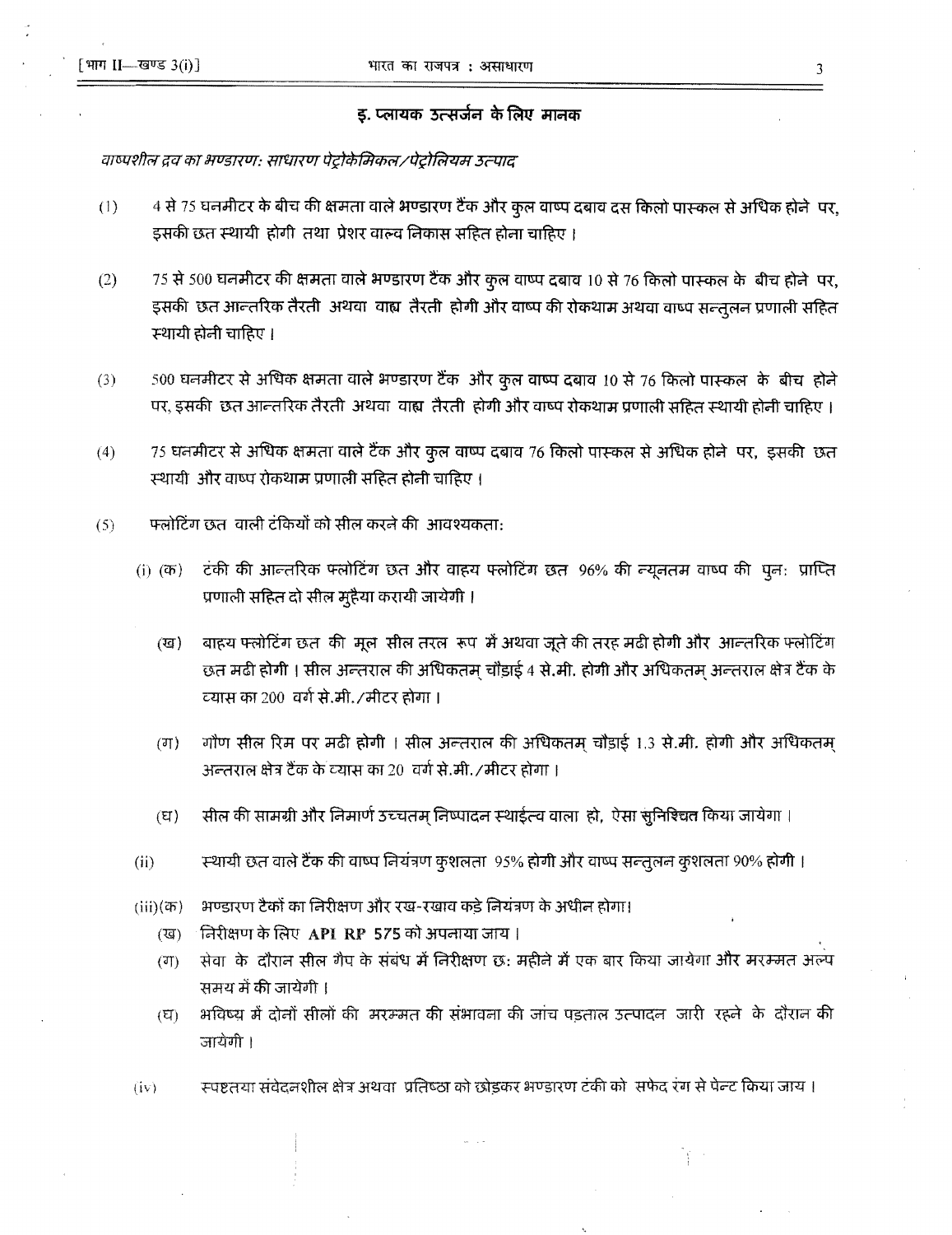## इ. प्लायक उत्सर्जन के लिए मानक

*वाष्पशील द्रव का भण्डारण: साधारण पेट्रोकेमिकल/पेट्रोलियम उत्पाद*

(1) 4 से 75 घनमीटर के बीच की क्षमता वाले भण्डारण टैंक और कुल वाष्प दबाव दस किलो पास्कल से अधिक होने पर, इसकी छत स्थायी होगी तथा प्रेशर वाल्व निकास सहित होना चाहिए।

(2) 75 से 500 घनमीटर की क्षमता वाले भण्डारण टैंक और कुल वाष्प दबाव 10 से 76 किलो पास्कल के बीच होने पर, इसकी छत आन्तरिक तैरती अथवा वाह्य तैरती होगी और वाष्प की रोकथाम अथवा वाष्प सन्तुलन प्रणाली सहित स्थायी होनी चाहिए।

(3) 500 घनमीटर से अधिक क्षमता वाले भण्डारण टैंक और कुल वाष्प दबाव 10 से 76 किलो पास्कल के बीच होने पर, इसकी छत आन्तरिक तैरती अथवा वाह्य तैरती होगी और वाष्प रोकथाम प्रणाली सहित स्थायी होनी चाहिए।

(4) 75 घनमीटर से अधिक क्षमता वाले टैंक और कुल वाष्प दबाव 76 किलो पास्कल से अधिक होने पर, इसकी छत स्थायी और वाष्प रोकथाम प्रणाली सहित होनी चाहिए।

(5) फ्लोटिंग छत वाली टंकियों को सील करने की आवश्यकता:

(i) (क) टंकी की आन्तरिक फ्लोटिंग छत और वाहय फ्लोटिंग छत 96% की न्यूनतम वाष्प की पुन: प्राप्ति प्रणाली सहित दो सील मुहैया करायी जायेगी।

(ख) वाहय फ्लोटिंग छत की मूल सील तरल रूप में अथवा जूते की तरह मढी होगी और आन्तरिक फ्लोटिंग छत मढी होगी। सील अन्तराल की अधिकतम् चौड़ाई 4 से.मी. होगी और अधिकतम् अन्तराल क्षेत्र टैंक के व्यास का 200 वर्ग से.मी./मीटर होगा।

(ग) गौण सील रिम पर मढी होगी। सील अन्तराल की अधिकतम् चौड़ाई 1.3 से.मी. होगी और अधिकतम् अन्तराल क्षेत्र टैंक के व्यास का 20 वर्ग से.मी./मीटर होगा।

(घ) सील की सामग्री और निर्माण उच्चतम् निष्पादन स्थाईत्व वाला हो, ऐसा सुनिश्चित किया जायेगा।

(ii) स्थायी छत वाले टैंक की वाष्प नियंत्रण कुशलता 95% होगी और वाष्प सन्तुलन कुशलता 90% होगी।

(iii)(क) भण्डारण टैंकों का निरीक्षण और रख-रखाव कड़े नियंत्रण के अधीन होगा।

(ख) निरीक्षण के लिए **API RP 575** को अपनाया जाय।

(ग) सेवा के दौरान सील गैप के संबंध में निरीक्षण छ: महीने में एक बार किया जायेगा और मरम्मत अल्प समय में की जायेगी।

(घ) भविष्य में दोनों सीलों की मरम्मत की संभावना की जांच पड़ताल उत्पादन जारी रहने के दौरान की जायेगी।

(iv) स्पष्टतया संवेदनशील क्षेत्र अथवा प्रतिष्ठा को छोड़कर भण्डारण टंकी को सफेद रंग से पेन्ट किया जाय।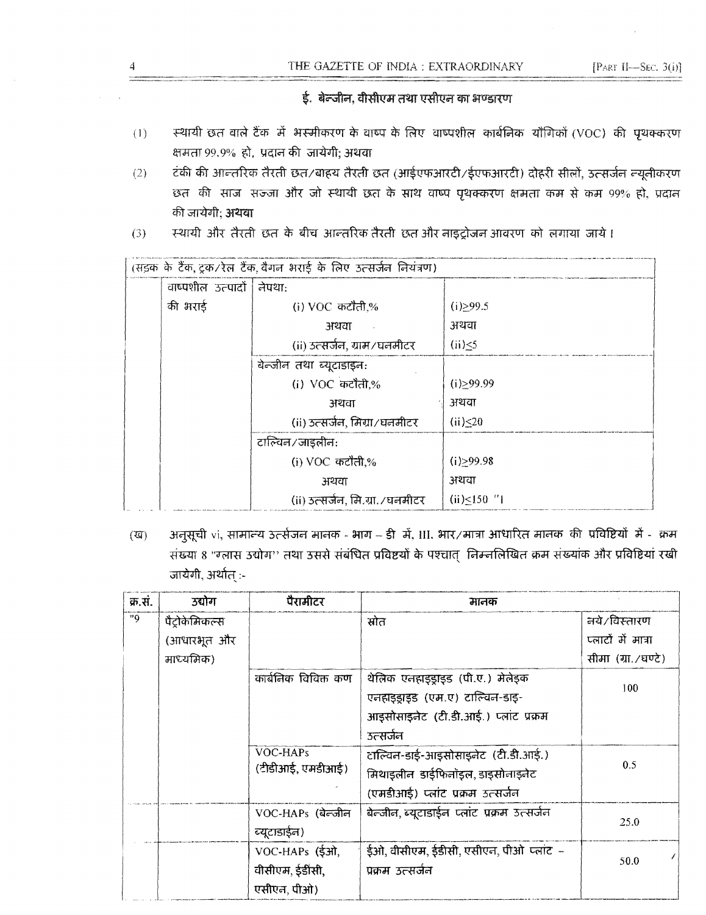### ई. बेन्जीन, वीसीएम तथा एसीएन का भण्डारण

(1) स्थायी छत वाले टैंक में भस्मीकरण के वाष्प के लिए वाष्पशील कार्बनिक यौगिकों (VOC) की पृथक्करण क्षमता 99.9% हो, प्रदान की जायेगी; अथवा

(2) टंकी की आन्तरिक तैरती छत/बाहय तैरती छत (आईएफआरटी/ईएफआरटी) दोहरी सीलों, उत्सर्जन न्यूनीकरण छत की साज सज्जा और जो स्थायी छत के साथ वाष्प पृथक्करण क्षमता कम से कम 99% हो, प्रदान की जायेगी; **अथवा**

(3) स्थायी और तैरती छत के बीच आन्तरिक तैरती छत और नाइट्रोजन आवरण को लगाया जाये।

| (सड़क के टैंक, ट्रक/रेल टैंक, वैगन भराई के लिए उत्सर्जन नियंत्रण) | | | |
|---|---|---|---|
| | वाष्पशील उत्पादों की भराई | नेपथा:<br>(i) VOC कटौती,%<br>अथवा<br>(ii) उत्सर्जन, ग्राम/घनमीटर | (i)≥99.5<br>अथवा<br>(ii)≤5 |
| | | बेन्जीन तथा ब्यूटाडाइन:<br>(i) VOC कटौती,%<br>अथवा<br>(ii) उत्सर्जन, मिग्रा/घनमीटर | (i)≥99.99<br>अथवा<br>(ii)≤20 |
| | | टाल्विन/जाइलीन:<br>(i) VOC कटौती,%<br>अथवा<br>(ii) उत्सर्जन, मि.ग्रा./घनमीटर | (i)≥99.98<br>अथवा<br>(ii)≤150 "। |

(ख) अनुसूची vi, सामान्य उत्सर्जन मानक - भाग – डी में, III. भार/मात्रा आधारित मानक की प्रविष्टियों में - क्रम संख्या 8 "ग्लास उद्योग" तथा उससे संबंधित प्रविष्टयों के पश्चात् निम्नलिखित क्रम संख्यांक और प्रविष्टियां रखी जायेगी, अर्थात् :-

| क्र.सं. | उद्योग | पैरामीटर | मानक | |
|---|---|---|---|---|
| "9 | पैट्रोकेमिकल्स (आधारभूत और माध्यमिक) | | स्रोत | नये/विस्तारण प्लांटों में मात्रा सीमा (ग्रा./घण्टे) |
| | | कार्बनिक विविक्त कण | थेलिक एनहाइड्राइड (पी.ए.) मेलेइक एनहाइड्राइड (एम.ए) टाल्विन-डाइ-आइसोसाइनेट (टी.डी.आई.) प्लांट प्रक्रम उत्सर्जन | 100 |
| | | VOC-HAPs (टीडीआई, एमडीआई) | टाल्विन-डाई-आइसोसाइनेट (टी.डी.आई.) मिथाइलीन डाईफिनॉइल, डाइसोनाइनेट (एमडीआई) प्लांट प्रक्रम उत्सर्जन | 0.5 |
| | | VOC-HAPs (बेन्जीन ब्यूटाडाईन) | बेन्जीन, ब्यूटाडाईन प्लांट प्रक्रम उत्सर्जन | 25.0 |
| | | VOC-HAPs (ईओ, वीसीएम, ईडीसी, एसीएन, पीओ) | ईओ, वीसीएम, ईडीसी, एसीएन, पीओ प्लांट – प्रक्रम उत्सर्जन | 50.0 |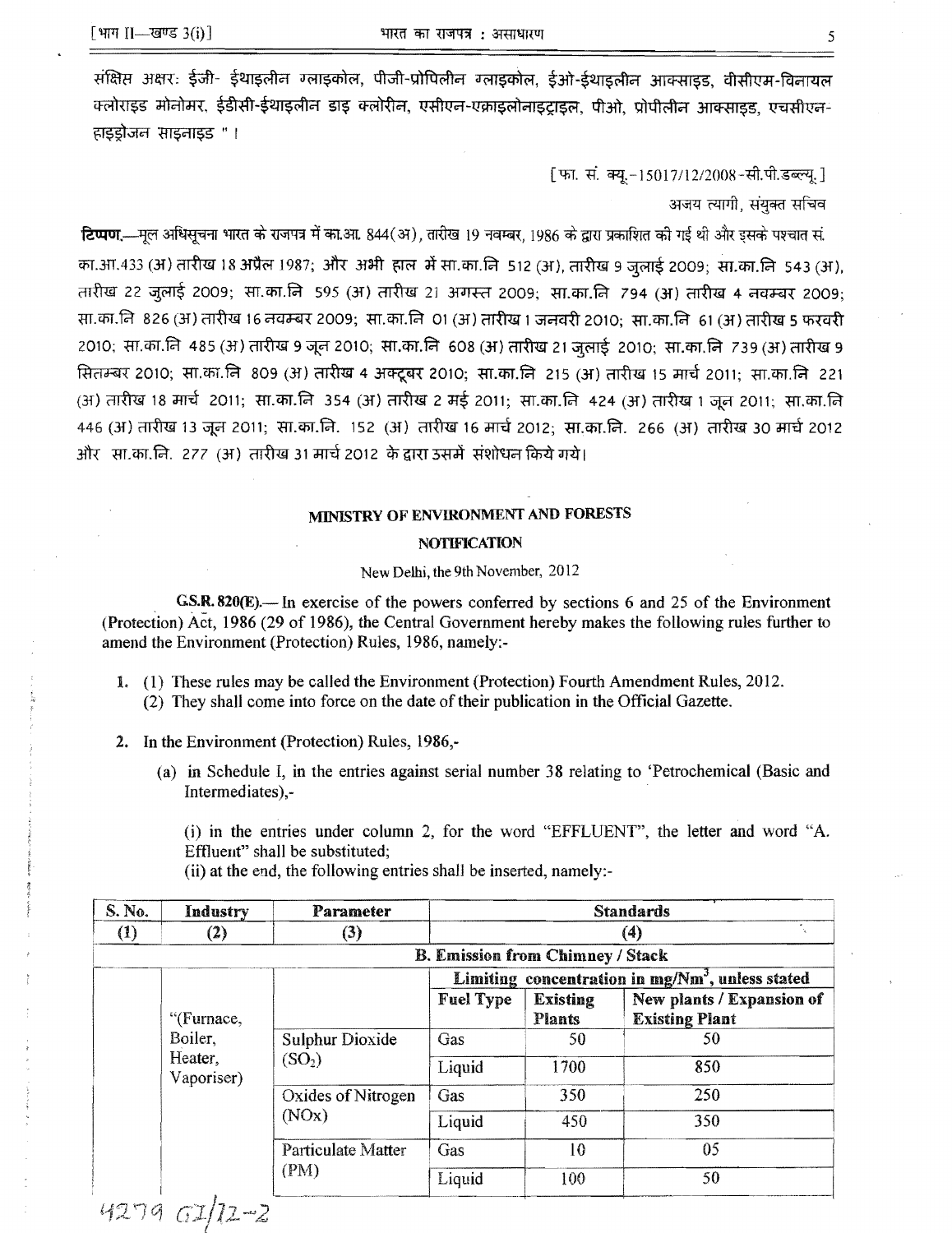संक्षिप्त अक्षरः ईजी- ईथाइलीन ग्लाइकोल, पीजी-प्रोपिलीन ग्लाइकोल, ईओ-ईथाइलीन आक्साइड, वीसीएम-विनायल क्लोराइड मोनोमर, ईडीसी-ईथाइलीन डाइ क्लोरीन, एसीएन-एक्राइलोनाइट्राइल, पीओ, प्रोपीलीन आक्साइड, एचसीएन-हाइड्रोजन साइनाइड "।

[फा. सं. क्यू.-15017/12/2008-सी.पी.डब्ल्यू.]

अजय त्यागी, संयुक्त सचिव

**टिप्पण.**—मूल अधिसूचना भारत के राजपत्र में का.आ. 844(अ), तारीख 19 नवम्बर, 1986 के द्वारा प्रकाशित की गई थी और इसके पश्चात सं. का.आ.433 (अ) तारीख 18 अप्रैल 1987; और अभी हाल में सा.का.नि 512 (अ), तारीख 9 जुलाई 2009; सा.का.नि 543 (अ), तारीख 22 जुलाई 2009; सा.का.नि 595 (अ) तारीख 21 अगस्त 2009; सा.का.नि 794 (अ) तारीख 4 नवम्बर 2009; सा.का.नि 826 (अ) तारीख 16 नवम्बर 2009; सा.का.नि 01 (अ) तारीख 1 जनवरी 2010; सा.का.नि 61 (अ) तारीख 5 फरवरी 2010; सा.का.नि 485 (अ) तारीख 9 जून 2010; सा.का.नि 608 (अ) तारीख 21 जुलाई 2010; सा.का.नि 739 (अ) तारीख 9 सितम्बर 2010; सा.का.नि 809 (अ) तारीख 4 अक्टूबर 2010; सा.का.नि 215 (अ) तारीख 15 मार्च 2011; सा.का.नि 221 (अ) तारीख 18 मार्च 2011; सा.का.नि 354 (अ) तारीख 2 मई 2011; सा.का.नि 424 (अ) तारीख 1 जून 2011; सा.का.नि 446 (अ) तारीख 13 जून 2011; सा.का.नि. 152 (अ) तारीख 16 मार्च 2012; सा.का.नि. 266 (अ) तारीख 30 मार्च 2012 और सा.का.नि. 277 (अ) तारीख 31 मार्च 2012 के द्वारा उसमें संशोधन किये गये।

## MINISTRY OF ENVIRONMENT AND FORESTS

### NOTIFICATION

New Delhi, the 9th November, 2012

**G.S.R. 820(E).**— In exercise of the powers conferred by sections 6 and 25 of the Environment (Protection) Act, 1986 (29 of 1986), the Central Government hereby makes the following rules further to amend the Environment (Protection) Rules, 1986, namely:-

1. (1) These rules may be called the Environment (Protection) Fourth Amendment Rules, 2012.
   (2) They shall come into force on the date of their publication in the Official Gazette.

2. In the Environment (Protection) Rules, 1986,-

   (a) in Schedule I, in the entries against serial number 38 relating to 'Petrochemical (Basic and Intermediates),-

   (i) in the entries under column 2, for the word "EFFLUENT", the letter and word "A. Effluent" shall be substituted;

   (ii) at the end, the following entries shall be inserted, namely:-

| S. No. | Industry | Parameter | Standards | | |
|---|---|---|---|---|---|
| (1) | (2) | (3) | (4) | | |
| | | | **B. Emission from Chimney / Stack** | | |
| | | | Limiting concentration in mg/Nm$^3$, unless stated | | |
| | | | **Fuel Type** | **Existing Plants** | **New plants / Expansion of Existing Plant** |
| | "(Furnace, Boiler, Heater, Vaporiser) | Sulphur Dioxide ($SO_2$) | Gas | 50 | 50 |
| | | | Liquid | 1700 | 850 |
| | | Oxides of Nitrogen (NOx) | Gas | 350 | 250 |
| | | | Liquid | 450 | 350 |
| | | Particulate Matter (PM) | Gas | 10 | 05 |
| | | | Liquid | 100 | 50 |

4279 GI/12-2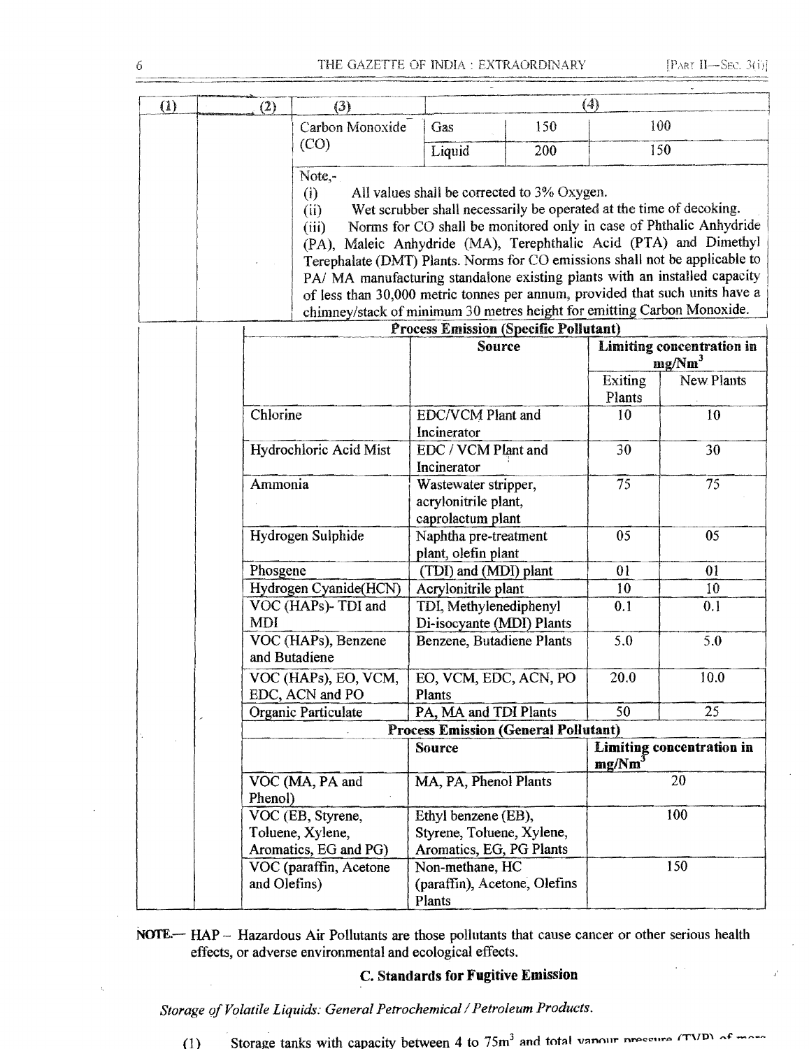| (1) | (2) | (3) | (4) | | |
|---|---|---|---|---|---|
| | | Carbon Monoxide (CO) | Gas | 150 | 100 |
| | | | Liquid | 200 | 150 |

Note,-

(i) All values shall be corrected to 3% Oxygen.

(ii) Wet scrubber shall necessarily be operated at the time of decoking.

(iii) Norms for CO shall be monitored only in case of Phthalic Anhydride (PA), Maleic Anhydride (MA), Terephthalic Acid (PTA) and Dimethyl Terephalate (DMT) Plants. Norms for CO emissions shall not be applicable to PA/ MA manufacturing standalone existing plants with an installed capacity of less than 30,000 metric tonnes per annum, provided that such units have a chimney/stack of minimum 30 metres height for emitting Carbon Monoxide.

**Process Emission (Specific Pollutant)**

| | Source | Limiting concentration in mg/Nm$^3$ | |
|---|---|---|---|
| | | Exiting Plants | New Plants |
| Chlorine | EDC/VCM Plant and Incinerator | 10 | 10 |
| Hydrochloric Acid Mist | EDC / VCM Plant and Incinerator | 30 | 30 |
| Ammonia | Wastewater stripper, acrylonitrile plant, caprolactum plant | 75 | 75 |
| Hydrogen Sulphide | Naphtha pre-treatment plant, olefin plant | 05 | 05 |
| Phosgene | (TDI) and (MDI) plant | 01 | 01 |
| Hydrogen Cyanide(HCN) | Acrylonitrile plant | 10 | 10 |
| VOC (HAPs)- TDI and MDI | TDI, Methylenediphenyl Di-isocyante (MDI) Plants | 0.1 | 0.1 |
| VOC (HAPs), Benzene and Butadiene | Benzene, Butadiene Plants | 5.0 | 5.0 |
| VOC (HAPs), EO, VCM, EDC, ACN and PO | EO, VCM, EDC, ACN, PO Plants | 20.0 | 10.0 |
| Organic Particulate | PA, MA and TDI Plants | 50 | 25 |

**Process Emission (General Pollutant)**

| | Source | Limiting concentration in mg/Nm$^3$ |
|---|---|---|
| VOC (MA, PA and Phenol) | MA, PA, Phenol Plants | 20 |
| VOC (EB, Styrene, Toluene, Xylene, Aromatics, EG and PG) | Ethyl benzene (EB), Styrene, Toluene, Xylene, Aromatics, EG, PG Plants | 100 |
| VOC (paraffin, Acetone and Olefins) | Non-methane, HC (paraffin), Acetone, Olefins Plants | 150 |

**NOTE.—** HAP – Hazardous Air Pollutants are those pollutants that cause cancer or other serious health effects, or adverse environmental and ecological effects.

### C. Standards for Fugitive Emission

*Storage of Volatile Liquids: General Petrochemical / Petroleum Products.*

(1) Storage tanks with capacity between 4 to 75m$^3$ and total vapour pressure (TVP) of more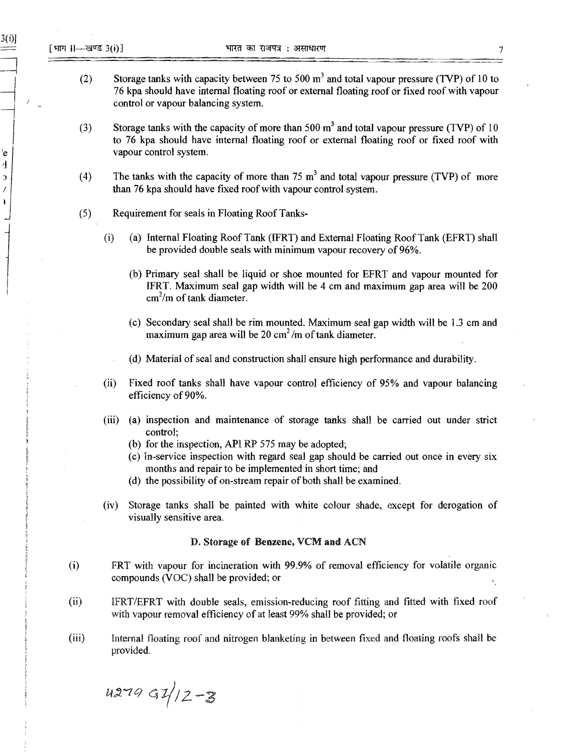(2) Storage tanks with capacity between 75 to 500 $m^3$ and total vapour pressure (TVP) of 10 to 76 kpa should have internal floating roof or external floating roof or fixed roof with vapour control or vapour balancing system.

(3) Storage tanks with the capacity of more than 500 $m^3$ and total vapour pressure (TVP) of 10 to 76 kpa should have internal floating roof or external floating roof or fixed roof with vapour control system.

(4) The tanks with the capacity of more than 75 $m^3$ and total vapour pressure (TVP) of more than 76 kpa should have fixed roof with vapour control system.

(5) Requirement for seals in Floating Roof Tanks-

(i) (a) Internal Floating Roof Tank (IFRT) and External Floating Roof Tank (EFRT) shall be provided double seals with minimum vapour recovery of 96%.

(b) Primary seal shall be liquid or shoe mounted for EFRT and vapour mounted for IFRT. Maximum seal gap width will be 4 cm and maximum gap area will be 200 $cm^2/m$ of tank diameter.

(c) Secondary seal shall be rim mounted. Maximum seal gap width will be 1.3 cm and maximum gap area will be 20 $cm^2/m$ of tank diameter.

(d) Material of seal and construction shall ensure high performance and durability.

(ii) Fixed roof tanks shall have vapour control efficiency of 95% and vapour balancing efficiency of 90%.

(iii) (a) inspection and maintenance of storage tanks shall be carried out under strict control;
(b) for the inspection, API RP 575 may be adopted;
(c) In-service inspection with regard seal gap should be carried out once in every six months and repair to be implemented in short time; and
(d) the possibility of on-stream repair of both shall be examined.

(iv) Storage tanks shall be painted with white colour shade, except for derogation of visually sensitive area.

**D. Storage of Benzene, VCM and ACN**

(i) FRT with vapour for incineration with 99.9% of removal efficiency for volatile organic compounds (VOC) shall be provided; or

(ii) IFRT/EFRT with double seals, emission-reducing roof fitting and fitted with fixed roof with vapour removal efficiency of at least 99% shall be provided; or

(iii) Internal floating roof and nitrogen blanketing in between fixed and floating roofs shall be provided.

4279 GI/12-3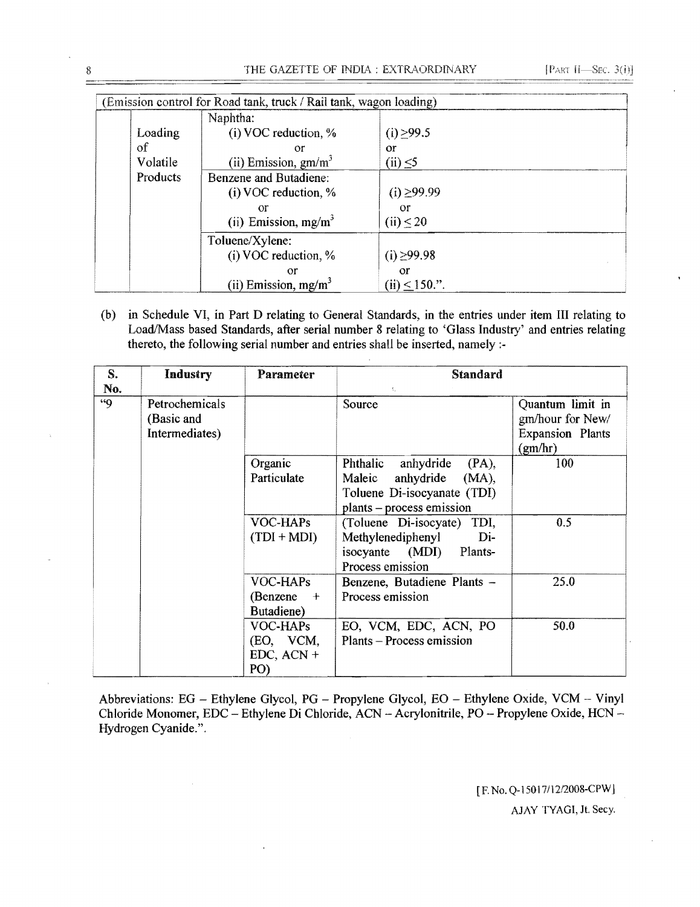| (Emission control for Road tank, truck / Rail tank, wagon loading) | | | |
|---|---|---|---|
| | Loading of Volatile Products | Naphtha: (i) VOC reduction, % or (ii) Emission, gm/m$^3$ | (i) ≥99.5 or (ii) ≤5 |
| | | Benzene and Butadiene: (i) VOC reduction, % or (ii) Emission, mg/m$^3$ | (i) ≥99.99 or (ii) ≤ 20 |
| | | Toluene/Xylene: (i) VOC reduction, % or (ii) Emission, mg/m$^3$ | (i) ≥99.98 or (ii) ≤ 150.". |

(b) in Schedule VI, in Part D relating to General Standards, in the entries under item III relating to Load/Mass based Standards, after serial number 8 relating to 'Glass Industry' and entries relating thereto, the following serial number and entries shall be inserted, namely :-

| S. No. | Industry | Parameter | Standard | |
|---|---|---|---|---|
| "9 | Petrochemicals (Basic and Intermediates) | | Source | Quantum limit in gm/hour for New/ Expansion Plants (gm/hr) |
| | | Organic Particulate | Phthalic anhydride (PA), Maleic anhydride (MA), Toluene Di-isocyanate (TDI) plants – process emission | 100 |
| | | VOC-HAPs (TDI + MDI) | (Toluene Di-isocyate) TDI, Methylenediphenyl Di-isocyante (MDI) Plants-Process emission | 0.5 |
| | | VOC-HAPs (Benzene + Butadiene) | Benzene, Butadiene Plants – Process emission | 25.0 |
| | | VOC-HAPs (EO, VCM, EDC, ACN + PO) | EO, VCM, EDC, ACN, PO Plants – Process emission | 50.0 |

Abbreviations: EG – Ethylene Glycol, PG – Propylene Glycol, EO – Ethylene Oxide, VCM – Vinyl Chloride Monomer, EDC – Ethylene Di Chloride, ACN – Acrylonitrile, PO – Propylene Oxide, HCN – Hydrogen Cyanide.".

[F. No. Q-15017/12/2008-CPW]

AJAY TYAGI, Jt. Secy.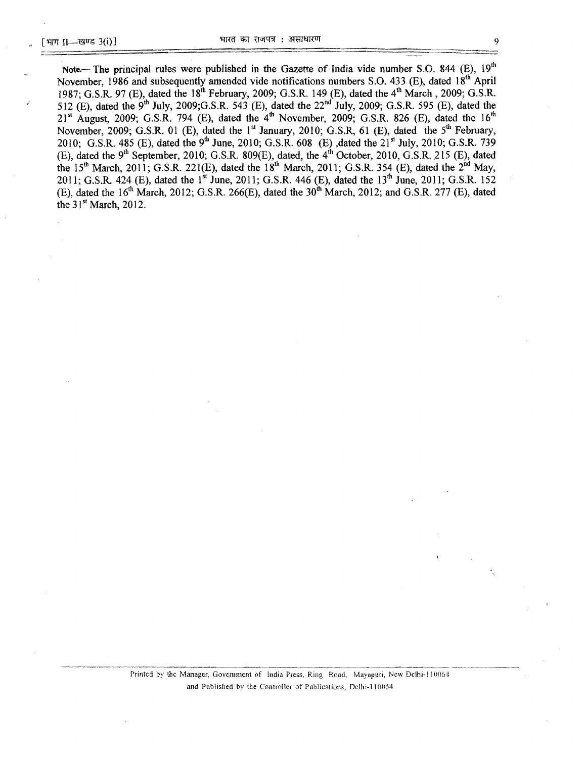**Note.**— The principal rules were published in the Gazette of India vide number S.O. 844 (E), 19th November, 1986 and subsequently amended vide notifications numbers S.O. 433 (E), dated 18th April 1987; G.S.R. 97 (E), dated the 18th February, 2009; G.S.R. 149 (E), dated the 4th March , 2009; G.S.R. 512 (E), dated the 9th July, 2009;G.S.R. 543 (E), dated the 22nd July, 2009; G.S.R. 595 (E), dated the 21st August, 2009; G.S.R. 794 (E), dated the 4th November, 2009; G.S.R. 826 (E), dated the 16th November, 2009; G.S.R. 01 (E), dated the 1st January, 2010; G.S.R, 61 (E), dated the 5th February, 2010; G.S.R. 485 (E), dated the 9th June, 2010; G.S.R. 608 (E) ,dated the 21st July, 2010; G.S.R. 739 (E), dated the 9th September, 2010; G.S.R. 809(E), dated, the 4th October, 2010, G.S.R. 215 (E), dated the 15th March, 2011; G.S.R. 221(E), dated the 18th March, 2011; G.S.R. 354 (E), dated the 2nd May, 2011; G.S.R. 424 (E), dated the 1st June, 2011; G.S.R. 446 (E), dated the 13th June, 2011; G.S.R. 152 (E), dated the 16th March, 2012; G.S.R. 266(E), dated the 30th March, 2012; and G.S.R. 277 (E), dated the 31st March, 2012.

Printed by the Manager, Government of India Press, Ring Road, Mayapuri, New Delhi-110064
and Published by the Controller of Publications, Delhi-110054